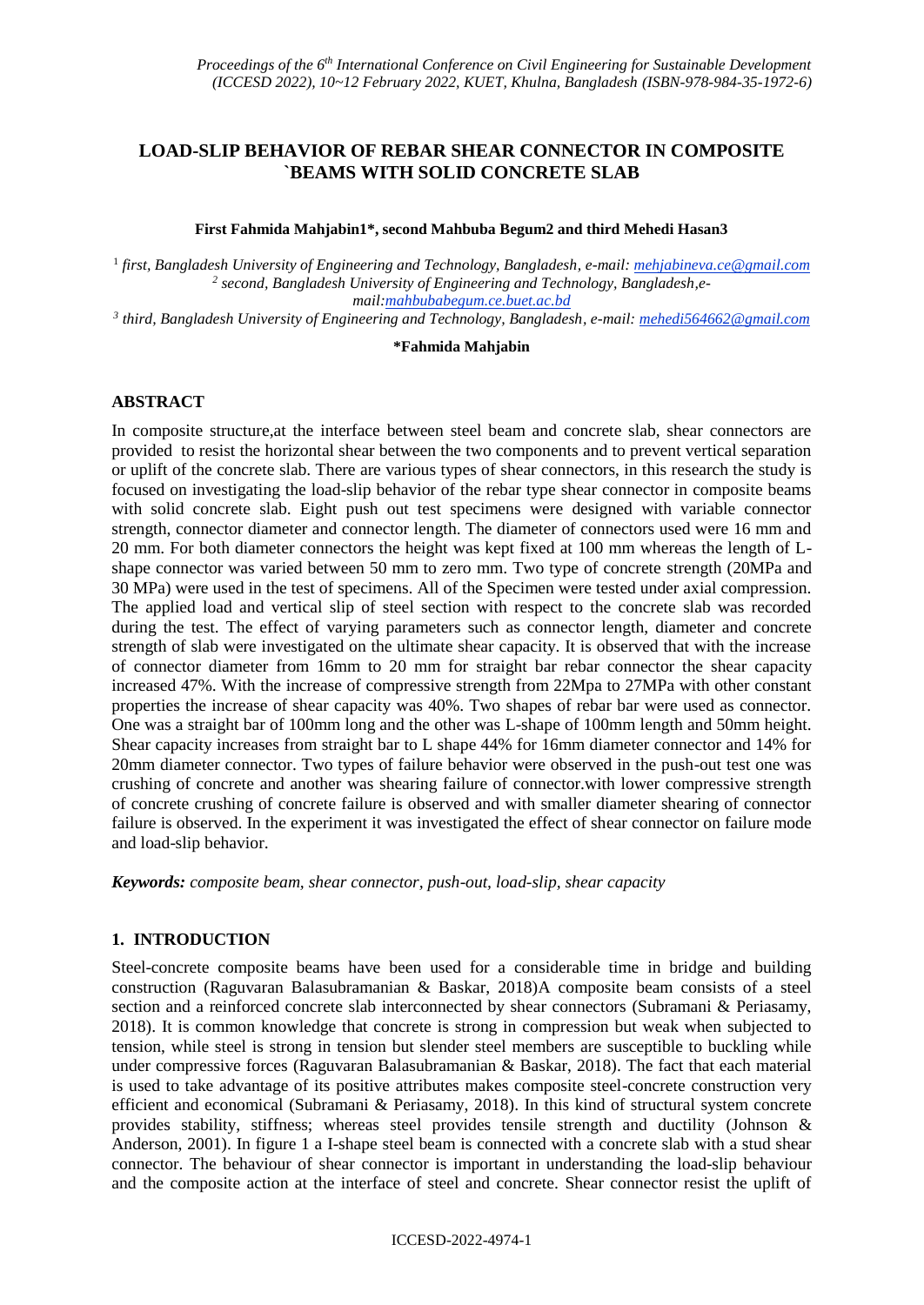# LOAD-SLIP BEHAVIOR OF REBAR SHEAR CONNECTOR IN COMPOSITE `BEAMS WITH SOLID CONCRETE SLAB

**First Fahmida Mahjabin1\*, second Mahbuba Begum2 and third Mehedi Hasan3**

[1] *first, Bangladesh University of Engineering and Technology, Bangladesh, e-mail: mehjabineva.ce@gmail.com*
[2] *second, Bangladesh University of Engineering and Technology, Bangladesh,e-mail:mahbubabegum.ce.buet.ac.bd*
[3] *third, Bangladesh University of Engineering and Technology, Bangladesh, e-mail: mehedi564662@gmail.com*

**\*Fahmida Mahjabin**

## ABSTRACT

In composite structure,at the interface between steel beam and concrete slab, shear connectors are provided to resist the horizontal shear between the two components and to prevent vertical separation or uplift of the concrete slab. There are various types of shear connectors, in this research the study is focused on investigating the load-slip behavior of the rebar type shear connector in composite beams with solid concrete slab. Eight push out test specimens were designed with variable connector strength, connector diameter and connector length. The diameter of connectors used were 16 mm and 20 mm. For both diameter connectors the height was kept fixed at 100 mm whereas the length of L-shape connector was varied between 50 mm to zero mm. Two type of concrete strength (20MPa and 30 MPa) were used in the test of specimens. All of the Specimen were tested under axial compression. The applied load and vertical slip of steel section with respect to the concrete slab was recorded during the test. The effect of varying parameters such as connector length, diameter and concrete strength of slab were investigated on the ultimate shear capacity. It is observed that with the increase of connector diameter from 16mm to 20 mm for straight bar rebar connector the shear capacity increased 47%. With the increase of compressive strength from 22Mpa to 27MPa with other constant properties the increase of shear capacity was 40%. Two shapes of rebar bar were used as connector. One was a straight bar of 100mm long and the other was L-shape of 100mm length and 50mm height. Shear capacity increases from straight bar to L shape 44% for 16mm diameter connector and 14% for 20mm diameter connector. Two types of failure behavior were observed in the push-out test one was crushing of concrete and another was shearing failure of connector.with lower compressive strength of concrete crushing of concrete failure is observed and with smaller diameter shearing of connector failure is observed. In the experiment it was investigated the effect of shear connector on failure mode and load-slip behavior.

***Keywords:*** *composite beam, shear connector, push-out, load-slip, shear capacity*

## 1. INTRODUCTION

Steel-concrete composite beams have been used for a considerable time in bridge and building construction (Raguvaran Balasubramanian & Baskar, 2018)A composite beam consists of a steel section and a reinforced concrete slab interconnected by shear connectors (Subramani & Periasamy, 2018). It is common knowledge that concrete is strong in compression but weak when subjected to tension, while steel is strong in tension but slender steel members are susceptible to buckling while under compressive forces (Raguvaran Balasubramanian & Baskar, 2018). The fact that each material is used to take advantage of its positive attributes makes composite steel-concrete construction very efficient and economical (Subramani & Periasamy, 2018). In this kind of structural system concrete provides stability, stiffness; whereas steel provides tensile strength and ductility (Johnson & Anderson, 2001). In figure 1 a I-shape steel beam is connected with a concrete slab with a stud shear connector. The behaviour of shear connector is important in understanding the load-slip behaviour and the composite action at the interface of steel and concrete. Shear connector resist the uplift of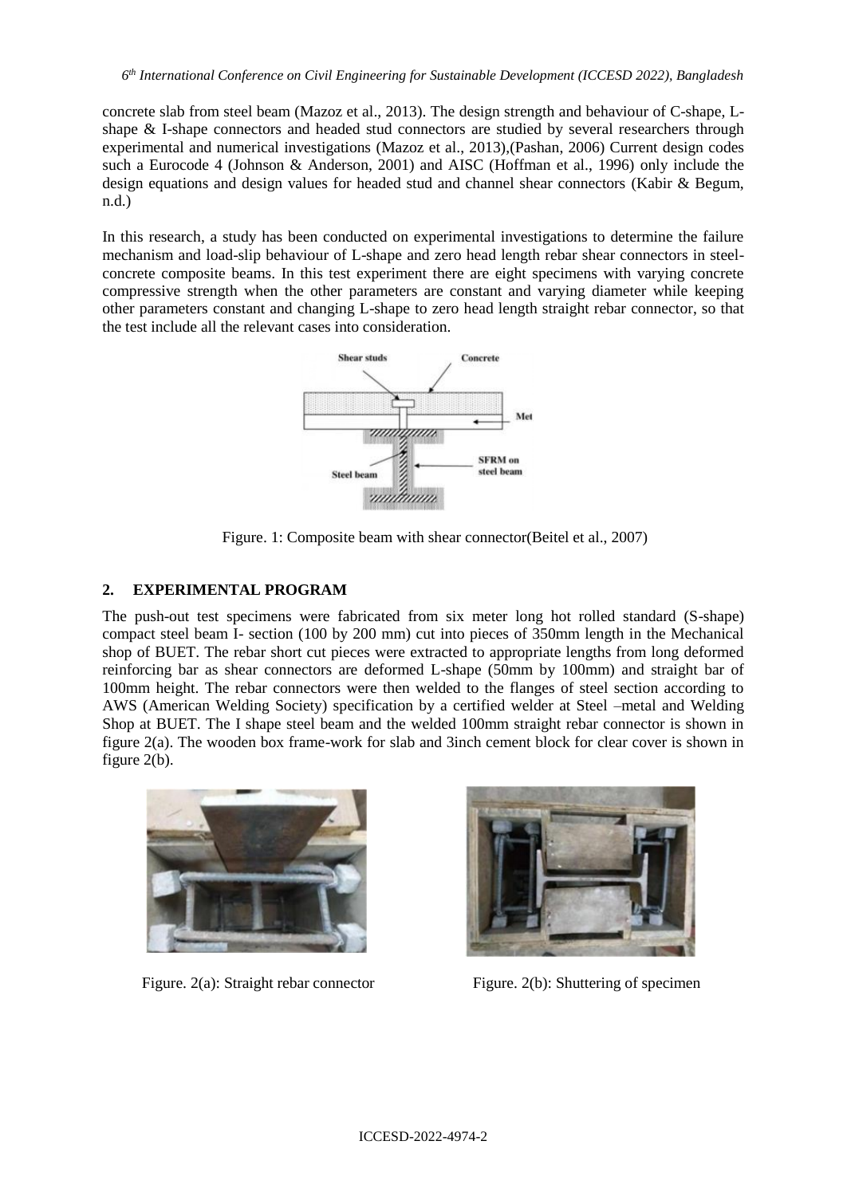concrete slab from steel beam (Mazoz et al., 2013). The design strength and behaviour of C-shape, L-shape & I-shape connectors and headed stud connectors are studied by several researchers through experimental and numerical investigations (Mazoz et al., 2013),(Pashan, 2006) Current design codes such a Eurocode 4 (Johnson & Anderson, 2001) and AISC (Hoffman et al., 1996) only include the design equations and design values for headed stud and channel shear connectors (Kabir & Begum, n.d.)

In this research, a study has been conducted on experimental investigations to determine the failure mechanism and load-slip behaviour of L-shape and zero head length rebar shear connectors in steel-concrete composite beams. In this test experiment there are eight specimens with varying concrete compressive strength when the other parameters are constant and varying diameter while keeping other parameters constant and changing L-shape to zero head length straight rebar connector, so that the test include all the relevant cases into consideration.

Shear studs

Concrete

Met

SFRM on steel beam

Steel beam

Figure. 1: Composite beam with shear connector(Beitel et al., 2007)

## 2. EXPERIMENTAL PROGRAM

The push-out test specimens were fabricated from six meter long hot rolled standard (S-shape) compact steel beam I- section (100 by 200 mm) cut into pieces of 350mm length in the Mechanical shop of BUET. The rebar short cut pieces were extracted to appropriate lengths from long deformed reinforcing bar as shear connectors are deformed L-shape (50mm by 100mm) and straight bar of 100mm height. The rebar connectors were then welded to the flanges of steel section according to AWS (American Welding Society) specification by a certified welder at Steel –metal and Welding Shop at BUET. The I shape steel beam and the welded 100mm straight rebar connector is shown in figure 2(a). The wooden box frame-work for slab and 3inch cement block for clear cover is shown in figure 2(b).

Figure. 2(a): Straight rebar connector

Figure. 2(b): Shuttering of specimen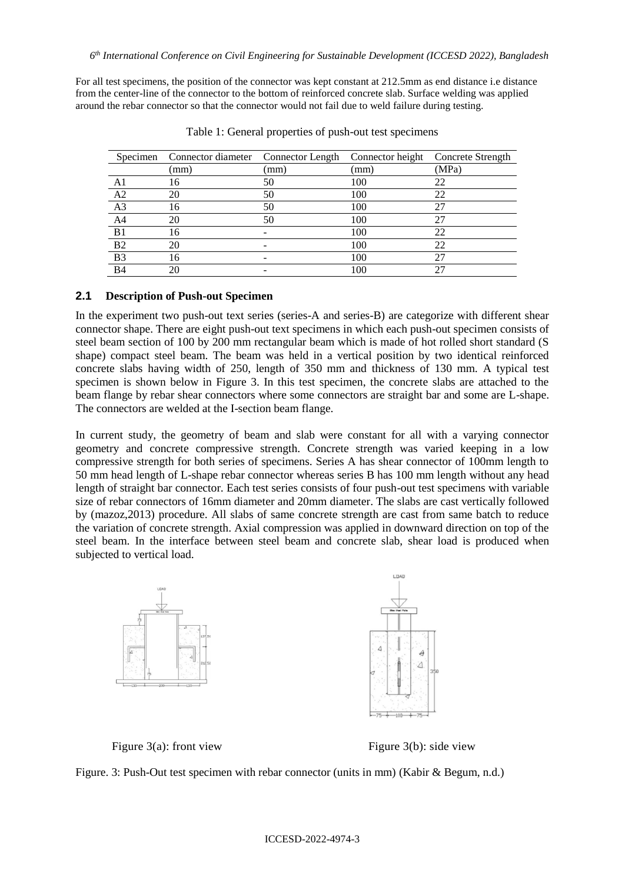For all test specimens, the position of the connector was kept constant at 212.5mm as end distance i.e distance from the center-line of the connector to the bottom of reinforced concrete slab. Surface welding was applied around the rebar connector so that the connector would not fail due to weld failure during testing.

Table 1: General properties of push-out test specimens

| Specimen | Connector diameter (mm) | Connector Length (mm) | Connector height (mm) | Concrete Strength (MPa) |
|---|---|---|---|---|
| A1 | 16 | 50 | 100 | 22 |
| A2 | 20 | 50 | 100 | 22 |
| A3 | 16 | 50 | 100 | 27 |
| A4 | 20 | 50 | 100 | 27 |
| B1 | 16 | - | 100 | 22 |
| B2 | 20 | - | 100 | 22 |
| B3 | 16 | - | 100 | 27 |
| B4 | 20 | - | 100 | 27 |

## 2.1 Description of Push-out Specimen

In the experiment two push-out text series (series-A and series-B) are categorize with different shear connector shape. There are eight push-out text specimens in which each push-out specimen consists of steel beam section of 100 by 200 mm rectangular beam which is made of hot rolled short standard (S shape) compact steel beam. The beam was held in a vertical position by two identical reinforced concrete slabs having width of 250, length of 350 mm and thickness of 130 mm. A typical test specimen is shown below in Figure 3. In this test specimen, the concrete slabs are attached to the beam flange by rebar shear connectors where some connectors are straight bar and some are L-shape. The connectors are welded at the I-section beam flange.

In current study, the geometry of beam and slab were constant for all with a varying connector geometry and concrete compressive strength. Concrete strength was varied keeping in a low compressive strength for both series of specimens. Series A has shear connector of 100mm length to 50 mm head length of L-shape rebar connector whereas series B has 100 mm length without any head length of straight bar connector. Each test series consists of four push-out test specimens with variable size of rebar connectors of 16mm diameter and 20mm diameter. The slabs are cast vertically followed by (mazoz,2013) procedure. All slabs of same concrete strength are cast from same batch to reduce the variation of concrete strength. Axial compression was applied in downward direction on top of the steel beam. In the interface between steel beam and concrete slab, shear load is produced when subjected to vertical load.

Figure 3(a): front view

Figure 3(b): side view

Figure. 3: Push-Out test specimen with rebar connector (units in mm) (Kabir & Begum, n.d.)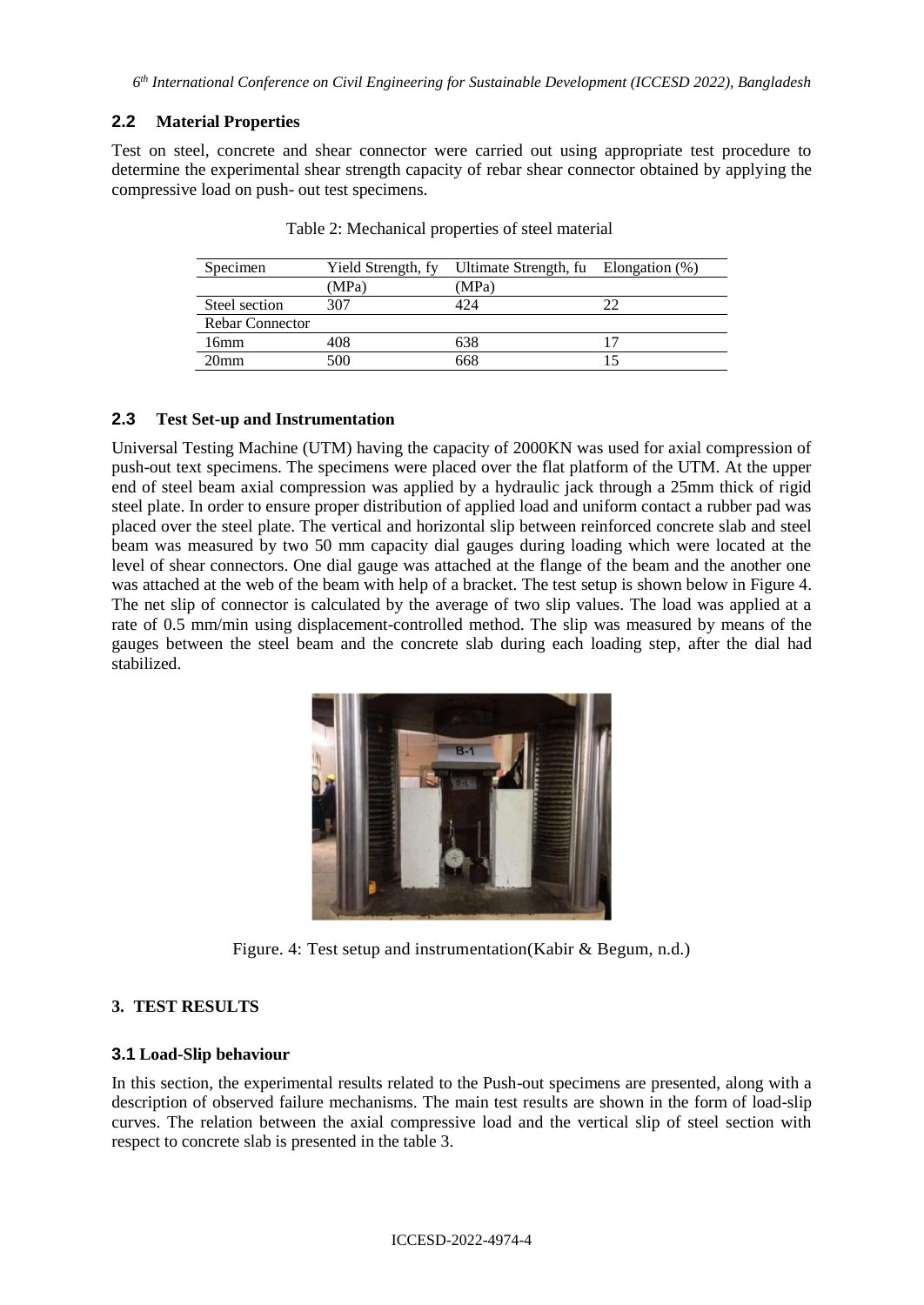## 2.2 Material Properties

Test on steel, concrete and shear connector were carried out using appropriate test procedure to determine the experimental shear strength capacity of rebar shear connector obtained by applying the compressive load on push- out test specimens.

Table 2: Mechanical properties of steel material

| Specimen | Yield Strength, fy (MPa) | Ultimate Strength, fu (MPa) | Elongation (%) |
|---|---|---|---|
| Steel section | 307 | 424 | 22 |
| Rebar Connector | | | |
| 16mm | 408 | 638 | 17 |
| 20mm | 500 | 668 | 15 |

## 2.3 Test Set-up and Instrumentation

Universal Testing Machine (UTM) having the capacity of 2000KN was used for axial compression of push-out text specimens. The specimens were placed over the flat platform of the UTM. At the upper end of steel beam axial compression was applied by a hydraulic jack through a 25mm thick of rigid steel plate. In order to ensure proper distribution of applied load and uniform contact a rubber pad was placed over the steel plate. The vertical and horizontal slip between reinforced concrete slab and steel beam was measured by two 50 mm capacity dial gauges during loading which were located at the level of shear connectors. One dial gauge was attached at the flange of the beam and the another one was attached at the web of the beam with help of a bracket. The test setup is shown below in Figure 4. The net slip of connector is calculated by the average of two slip values. The load was applied at a rate of 0.5 mm/min using displacement-controlled method. The slip was measured by means of the gauges between the steel beam and the concrete slab during each loading step, after the dial had stabilized.

Figure. 4: Test setup and instrumentation(Kabir & Begum, n.d.)

# 3. TEST RESULTS

## 3.1 Load-Slip behaviour

In this section, the experimental results related to the Push-out specimens are presented, along with a description of observed failure mechanisms. The main test results are shown in the form of load-slip curves. The relation between the axial compressive load and the vertical slip of steel section with respect to concrete slab is presented in the table 3.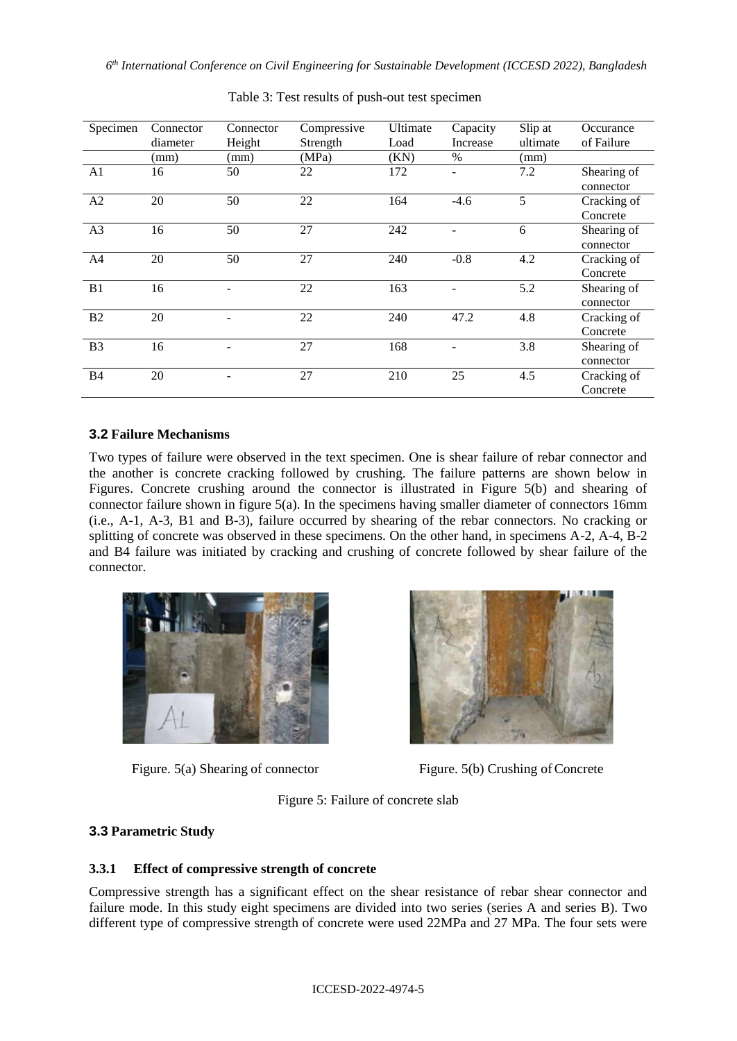Table 3: Test results of push-out test specimen

| Specimen | Connector diameter (mm) | Connector Height (mm) | Compressive Strength (MPa) | Ultimate Load (KN) | Capacity Increase % | Slip at ultimate (mm) | Occurance of Failure |
|---|---|---|---|---|---|---|---|
| A1 | 16 | 50 | 22 | 172 | - | 7.2 | Shearing of connector |
| A2 | 20 | 50 | 22 | 164 | -4.6 | 5 | Cracking of Concrete |
| A3 | 16 | 50 | 27 | 242 | - | 6 | Shearing of connector |
| A4 | 20 | 50 | 27 | 240 | -0.8 | 4.2 | Cracking of Concrete |
| B1 | 16 | - | 22 | 163 | - | 5.2 | Shearing of connector |
| B2 | 20 | - | 22 | 240 | 47.2 | 4.8 | Cracking of Concrete |
| B3 | 16 | - | 27 | 168 | - | 3.8 | Shearing of connector |
| B4 | 20 | - | 27 | 210 | 25 | 4.5 | Cracking of Concrete |

### 3.2 Failure Mechanisms

Two types of failure were observed in the text specimen. One is shear failure of rebar connector and the another is concrete cracking followed by crushing. The failure patterns are shown below in Figures. Concrete crushing around the connector is illustrated in Figure 5(b) and shearing of connector failure shown in figure 5(a). In the specimens having smaller diameter of connectors 16mm (i.e., A-1, A-3, B1 and B-3), failure occurred by shearing of the rebar connectors. No cracking or splitting of concrete was observed in these specimens. On the other hand, in specimens A-2, A-4, B-2 and B4 failure was initiated by cracking and crushing of concrete followed by shear failure of the connector.

Figure. 5(a) Shearing of connector

Figure. 5(b) Crushing of Concrete

Figure 5: Failure of concrete slab

### 3.3 Parametric Study

#### 3.3.1 Effect of compressive strength of concrete

Compressive strength has a significant effect on the shear resistance of rebar shear connector and failure mode. In this study eight specimens are divided into two series (series A and series B). Two different type of compressive strength of concrete were used 22MPa and 27 MPa. The four sets were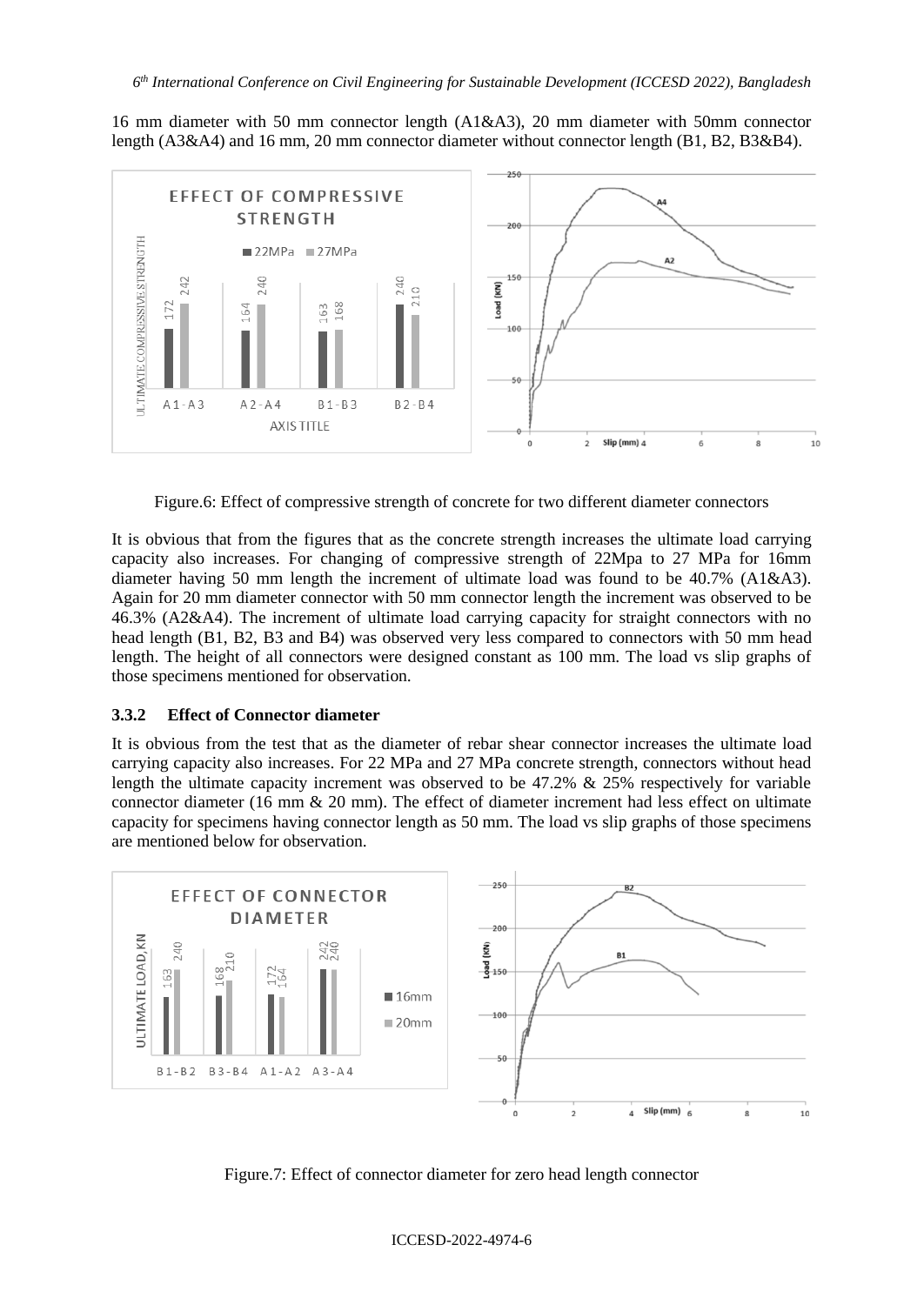16 mm diameter with 50 mm connector length (A1&A3), 20 mm diameter with 50mm connector length (A3&A4) and 16 mm, 20 mm connector diameter without connector length (B1, B2, B3&B4).

EFFECT OF COMPRESSIVE STRENGTH

■ 22MPa ■ 27MPa

ULTIMATE COMPRESSIVE STRENGTH

172 242 164 240 163 168 240 210

A1-A3 A2-A4 B1-B3 B2-B4

AXIS TITLE

Load (KN)

Slip (mm)

0 50 100 150 200 250

0 2 4 6 8 10

A4

A2

Figure.6: Effect of compressive strength of concrete for two different diameter connectors

It is obvious that from the figures that as the concrete strength increases the ultimate load carrying capacity also increases. For changing of compressive strength of 22Mpa to 27 MPa for 16mm diameter having 50 mm length the increment of ultimate load was found to be 40.7% (A1&A3). Again for 20 mm diameter connector with 50 mm connector length the increment was observed to be 46.3% (A2&A4). The increment of ultimate load carrying capacity for straight connectors with no head length (B1, B2, B3 and B4) was observed very less compared to connectors with 50 mm head length. The height of all connectors were designed constant as 100 mm. The load vs slip graphs of those specimens mentioned for observation.

### 3.3.2 Effect of Connector diameter

It is obvious from the test that as the diameter of rebar shear connector increases the ultimate load carrying capacity also increases. For 22 MPa and 27 MPa concrete strength, connectors without head length the ultimate capacity increment was observed to be 47.2% & 25% respectively for variable connector diameter (16 mm & 20 mm). The effect of diameter increment had less effect on ultimate capacity for specimens having connector length as 50 mm. The load vs slip graphs of those specimens are mentioned below for observation.

EFFECT OF CONNECTOR DIAMETER

ULTIMATE LOAD, KN

163 240 168 210 172 164 242 240

B1-B2 B3-B4 A1-A2 A3-A4

■ 16mm ■ 20mm

Load (KN)

Slip (mm)

0 50 100 150 200 250

0 2 4 6 8 10

B2

B1

Figure.7: Effect of connector diameter for zero head length connector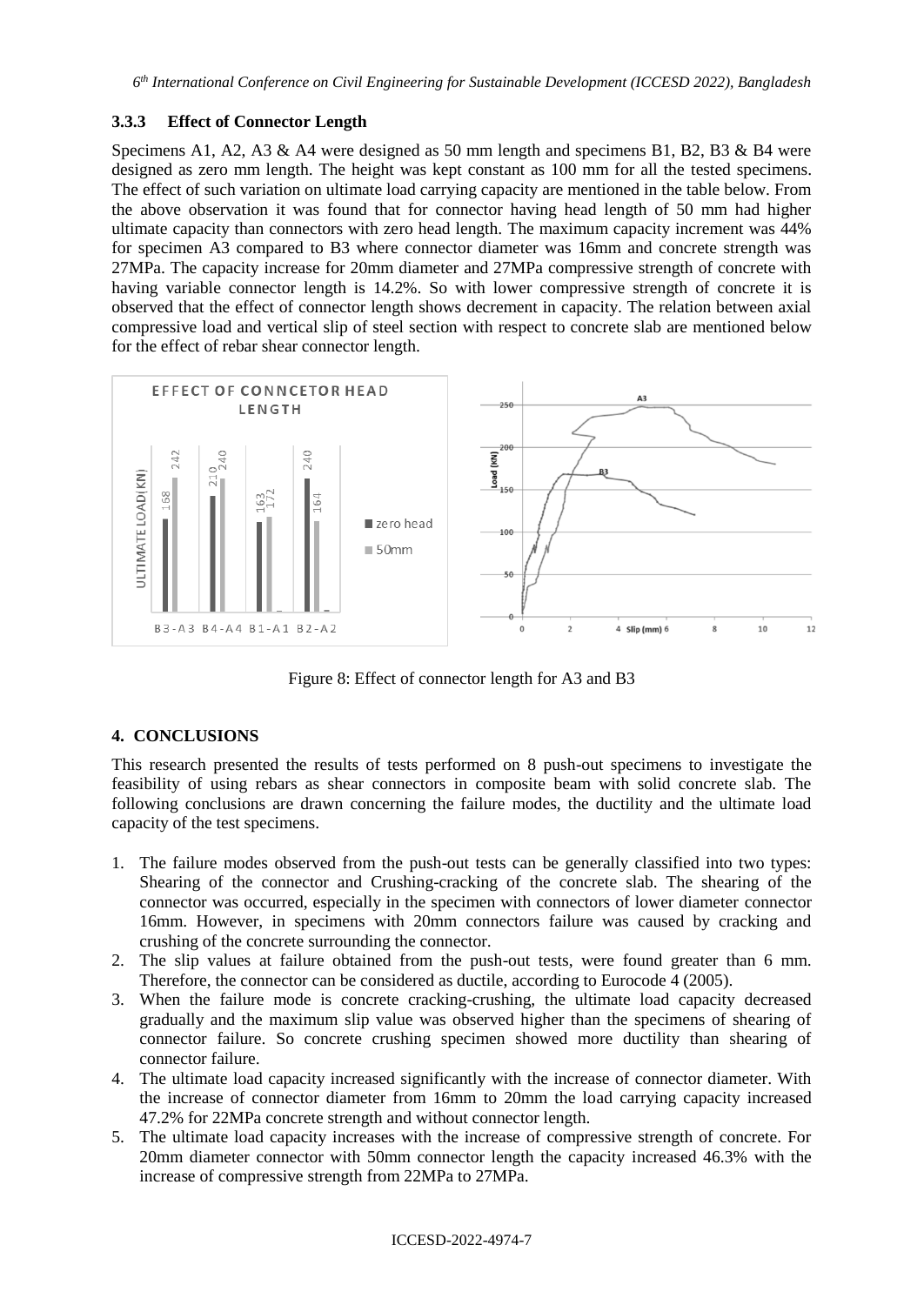### 3.3.3 Effect of Connector Length

Specimens A1, A2, A3 & A4 were designed as 50 mm length and specimens B1, B2, B3 & B4 were designed as zero mm length. The height was kept constant as 100 mm for all the tested specimens. The effect of such variation on ultimate load carrying capacity are mentioned in the table below. From the above observation it was found that for connector having head length of 50 mm had higher ultimate capacity than connectors with zero head length. The maximum capacity increment was 44% for specimen A3 compared to B3 where connector diameter was 16mm and concrete strength was 27MPa. The capacity increase for 20mm diameter and 27MPa compressive strength of concrete with having variable connector length is 14.2%. So with lower compressive strength of concrete it is observed that the effect of connector length shows decrement in capacity. The relation between axial compressive load and vertical slip of steel section with respect to concrete slab are mentioned below for the effect of rebar shear connector length.

EFFECT OF CONNCETOR HEAD LENGTH

ULTIMATE LOAD(KN)

168 242

210 240

163 172

240 164

B3-A3 B4-A4 B1-A1 B2-A2

zero head

50mm

Load (KN)

Slip (mm)

A3

B3

Figure 8: Effect of connector length for A3 and B3

## 4. CONCLUSIONS

This research presented the results of tests performed on 8 push-out specimens to investigate the feasibility of using rebars as shear connectors in composite beam with solid concrete slab. The following conclusions are drawn concerning the failure modes, the ductility and the ultimate load capacity of the test specimens.

1. The failure modes observed from the push-out tests can be generally classified into two types: Shearing of the connector and Crushing-cracking of the concrete slab. The shearing of the connector was occurred, especially in the specimen with connectors of lower diameter connector 16mm. However, in specimens with 20mm connectors failure was caused by cracking and crushing of the concrete surrounding the connector.
2. The slip values at failure obtained from the push-out tests, were found greater than 6 mm. Therefore, the connector can be considered as ductile, according to Eurocode 4 (2005).
3. When the failure mode is concrete cracking-crushing, the ultimate load capacity decreased gradually and the maximum slip value was observed higher than the specimens of shearing of connector failure. So concrete crushing specimen showed more ductility than shearing of connector failure.
4. The ultimate load capacity increased significantly with the increase of connector diameter. With the increase of connector diameter from 16mm to 20mm the load carrying capacity increased 47.2% for 22MPa concrete strength and without connector length.
5. The ultimate load capacity increases with the increase of compressive strength of concrete. For 20mm diameter connector with 50mm connector length the capacity increased 46.3% with the increase of compressive strength from 22MPa to 27MPa.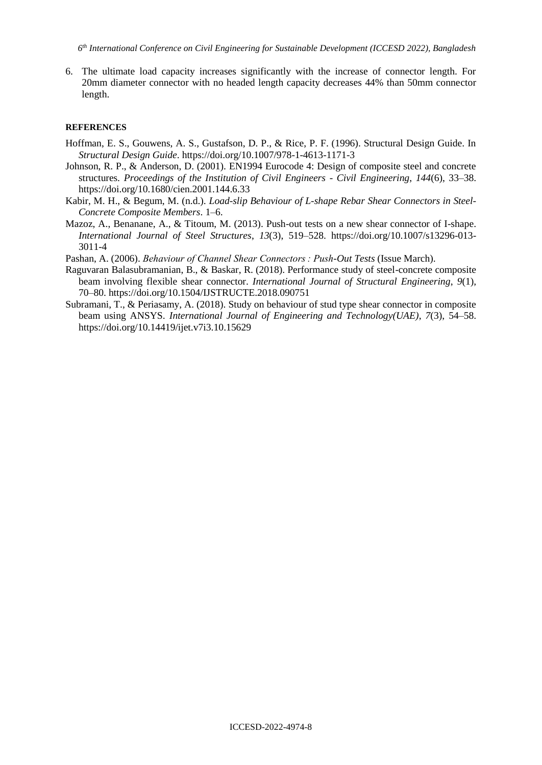6. The ultimate load capacity increases significantly with the increase of connector length. For 20mm diameter connector with no headed length capacity decreases 44% than 50mm connector length.

**REFERENCES**

Hoffman, E. S., Gouwens, A. S., Gustafson, D. P., & Rice, P. F. (1996). Structural Design Guide. In *Structural Design Guide*. https://doi.org/10.1007/978-1-4613-1171-3

Johnson, R. P., & Anderson, D. (2001). EN1994 Eurocode 4: Design of composite steel and concrete structures. *Proceedings of the Institution of Civil Engineers - Civil Engineering*, *144*(6), 33–38. https://doi.org/10.1680/cien.2001.144.6.33

Kabir, M. H., & Begum, M. (n.d.). *Load-slip Behaviour of L-shape Rebar Shear Connectors in Steel-Concrete Composite Members*. 1–6.

Mazoz, A., Benanane, A., & Titoum, M. (2013). Push-out tests on a new shear connector of I-shape. *International Journal of Steel Structures*, *13*(3), 519–528. https://doi.org/10.1007/s13296-013-3011-4

Pashan, A. (2006). *Behaviour of Channel Shear Connectors : Push-Out Tests* (Issue March).

Raguvaran Balasubramanian, B., & Baskar, R. (2018). Performance study of steel-concrete composite beam involving flexible shear connector. *International Journal of Structural Engineering*, *9*(1), 70–80. https://doi.org/10.1504/IJSTRUCTE.2018.090751

Subramani, T., & Periasamy, A. (2018). Study on behaviour of stud type shear connector in composite beam using ANSYS. *International Journal of Engineering and Technology(UAE)*, *7*(3), 54–58. https://doi.org/10.14419/ijet.v7i3.10.15629